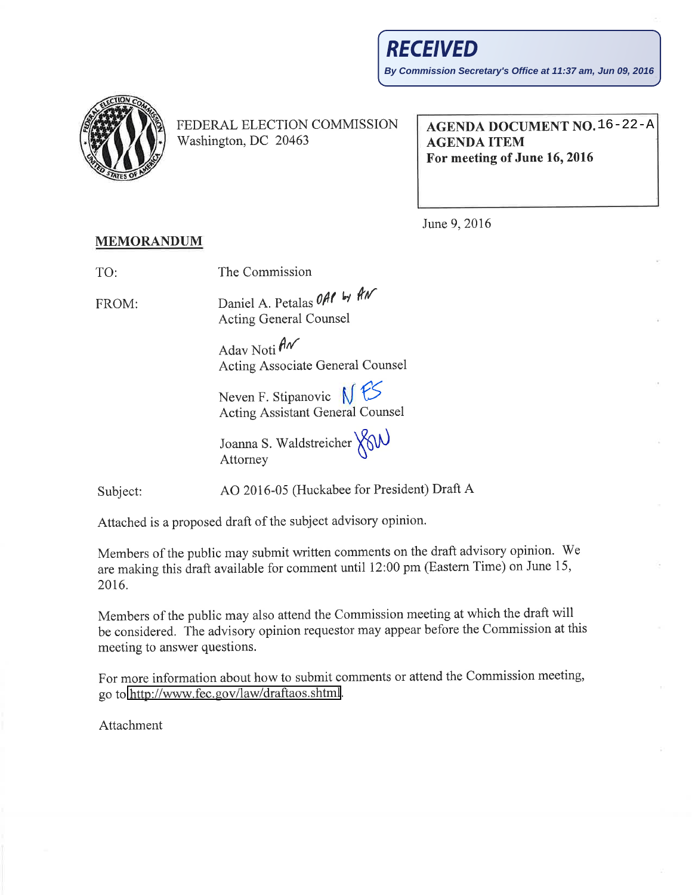**RECEIVED**

*By Commission Secretary's Office at 11:37 am, Jun 09, 2016*

FEDERAL ELECTION COMMISSION
Washington, DC 20463

**AGENDA DOCUMENT NO. 16-22-A**
**AGENDA ITEM**
**For meeting of June 16, 2016**

June 9, 2016

**MEMORANDUM**

TO: The Commission

FROM: Daniel A. Petalas *OAP by AN*
Acting General Counsel

Adav Noti *AN*
Acting Associate General Counsel

Neven F. Stipanovic *NFS*
Acting Assistant General Counsel

Joanna S. Waldstreicher *JSW*
Attorney

Subject: AO 2016-05 (Huckabee for President) Draft A

Attached is a proposed draft of the subject advisory opinion.

Members of the public may submit written comments on the draft advisory opinion. We are making this draft available for comment until 12:00 pm (Eastern Time) on June 15, 2016.

Members of the public may also attend the Commission meeting at which the draft will be considered. The advisory opinion requestor may appear before the Commission at this meeting to answer questions.

For more information about how to submit comments or attend the Commission meeting, go to http://www.fec.gov/law/draftaos.shtml.

Attachment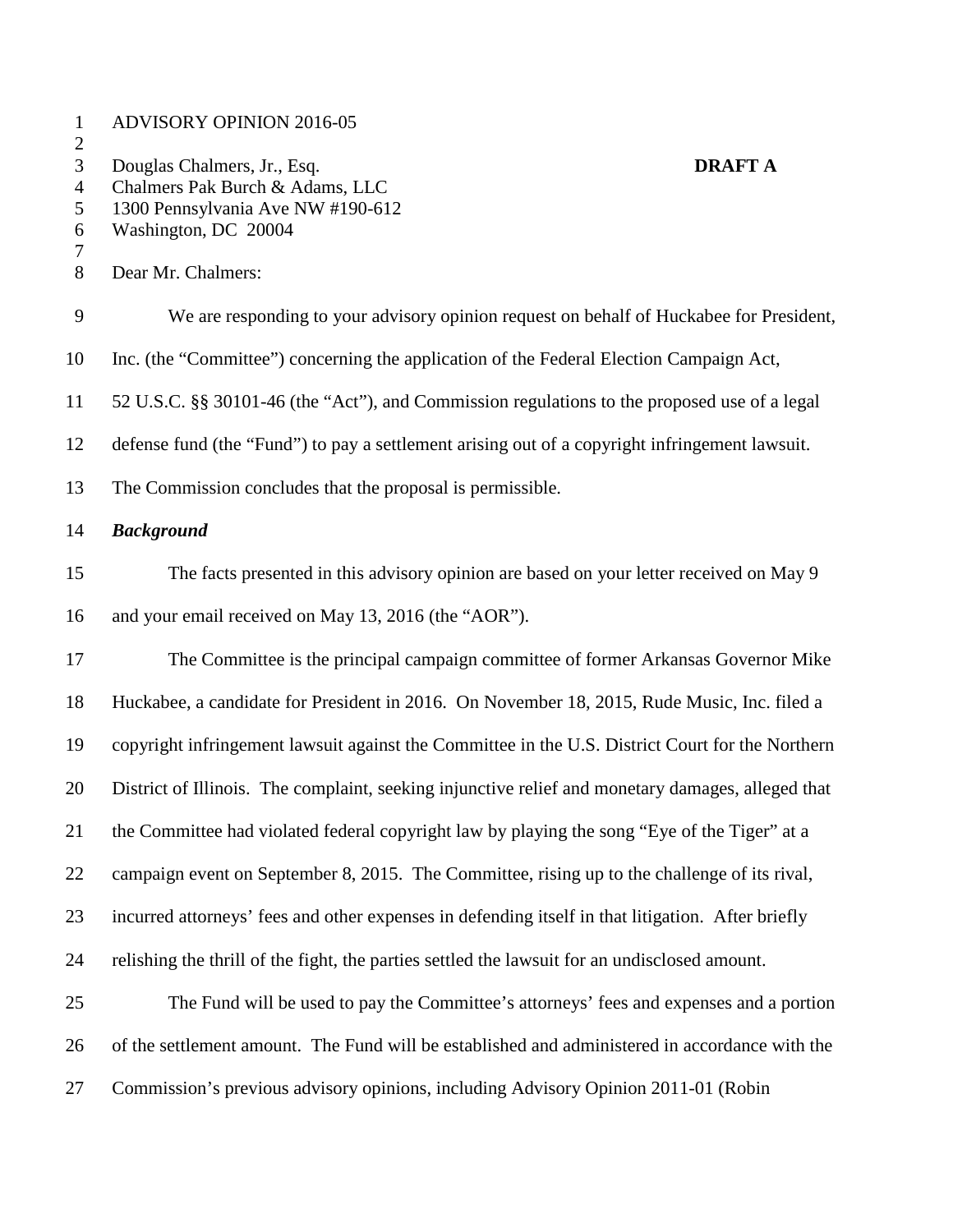ADVISORY OPINION 2016-05

Douglas Chalmers, Jr., Esq.
Chalmers Pak Burch & Adams, LLC
1300 Pennsylvania Ave NW #190-612
Washington, DC 20004

**DRAFT A**

Dear Mr. Chalmers:

We are responding to your advisory opinion request on behalf of Huckabee for President, Inc. (the "Committee") concerning the application of the Federal Election Campaign Act, 52 U.S.C. §§ 30101-46 (the "Act"), and Commission regulations to the proposed use of a legal defense fund (the "Fund") to pay a settlement arising out of a copyright infringement lawsuit. The Commission concludes that the proposal is permissible.

***Background***

The facts presented in this advisory opinion are based on your letter received on May 9 and your email received on May 13, 2016 (the "AOR").

The Committee is the principal campaign committee of former Arkansas Governor Mike Huckabee, a candidate for President in 2016. On November 18, 2015, Rude Music, Inc. filed a copyright infringement lawsuit against the Committee in the U.S. District Court for the Northern District of Illinois. The complaint, seeking injunctive relief and monetary damages, alleged that the Committee had violated federal copyright law by playing the song "Eye of the Tiger" at a campaign event on September 8, 2015. The Committee, rising up to the challenge of its rival, incurred attorneys' fees and other expenses in defending itself in that litigation. After briefly relishing the thrill of the fight, the parties settled the lawsuit for an undisclosed amount.

The Fund will be used to pay the Committee's attorneys' fees and expenses and a portion of the settlement amount. The Fund will be established and administered in accordance with the Commission's previous advisory opinions, including Advisory Opinion 2011-01 (Robin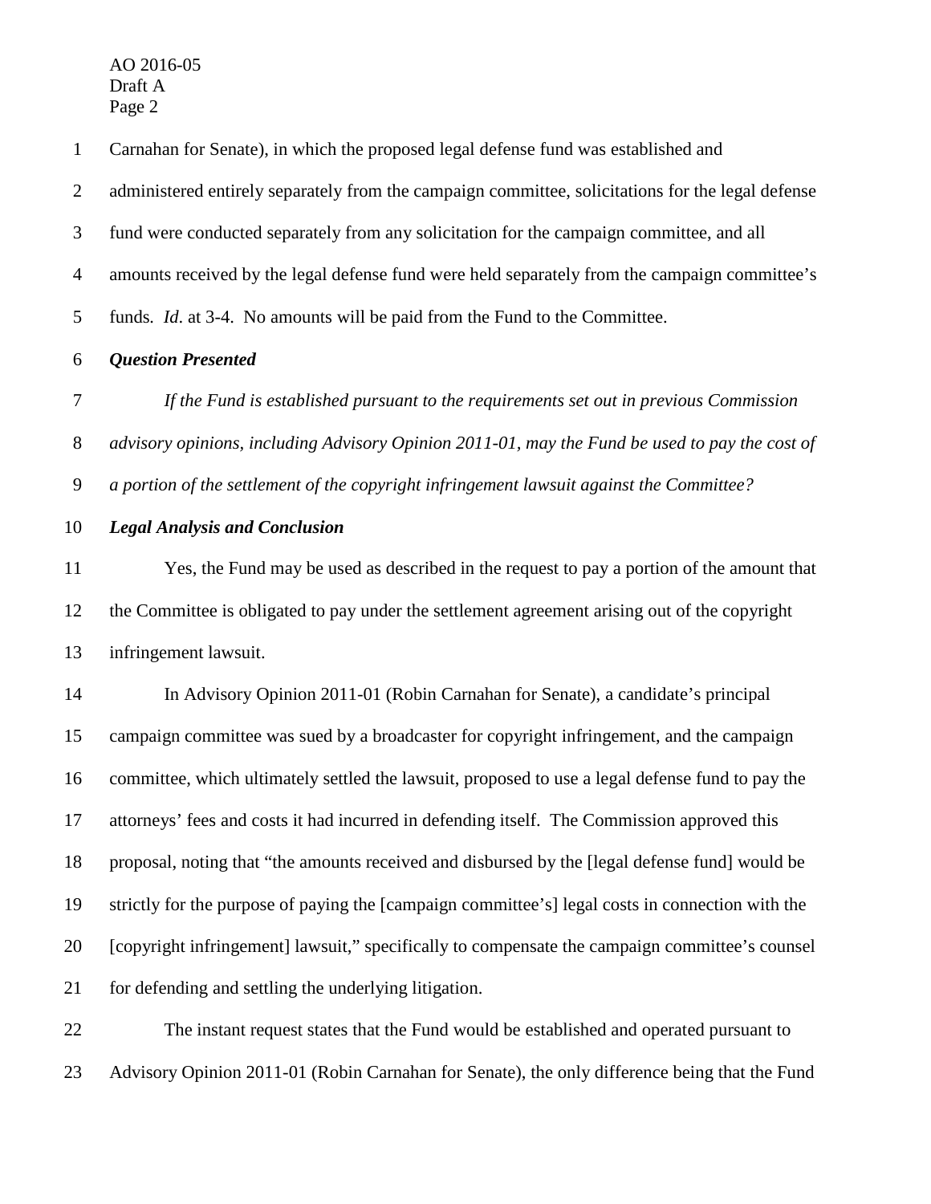Carnahan for Senate), in which the proposed legal defense fund was established and administered entirely separately from the campaign committee, solicitations for the legal defense fund were conducted separately from any solicitation for the campaign committee, and all amounts received by the legal defense fund were held separately from the campaign committee's funds. *Id*. at 3-4. No amounts will be paid from the Fund to the Committee.

***Question Presented***

*If the Fund is established pursuant to the requirements set out in previous Commission advisory opinions, including Advisory Opinion 2011-01, may the Fund be used to pay the cost of a portion of the settlement of the copyright infringement lawsuit against the Committee?*

***Legal Analysis and Conclusion***

Yes, the Fund may be used as described in the request to pay a portion of the amount that the Committee is obligated to pay under the settlement agreement arising out of the copyright infringement lawsuit.

In Advisory Opinion 2011-01 (Robin Carnahan for Senate), a candidate's principal campaign committee was sued by a broadcaster for copyright infringement, and the campaign committee, which ultimately settled the lawsuit, proposed to use a legal defense fund to pay the attorneys' fees and costs it had incurred in defending itself. The Commission approved this proposal, noting that "the amounts received and disbursed by the [legal defense fund] would be strictly for the purpose of paying the [campaign committee's] legal costs in connection with the [copyright infringement] lawsuit," specifically to compensate the campaign committee's counsel for defending and settling the underlying litigation.

The instant request states that the Fund would be established and operated pursuant to Advisory Opinion 2011-01 (Robin Carnahan for Senate), the only difference being that the Fund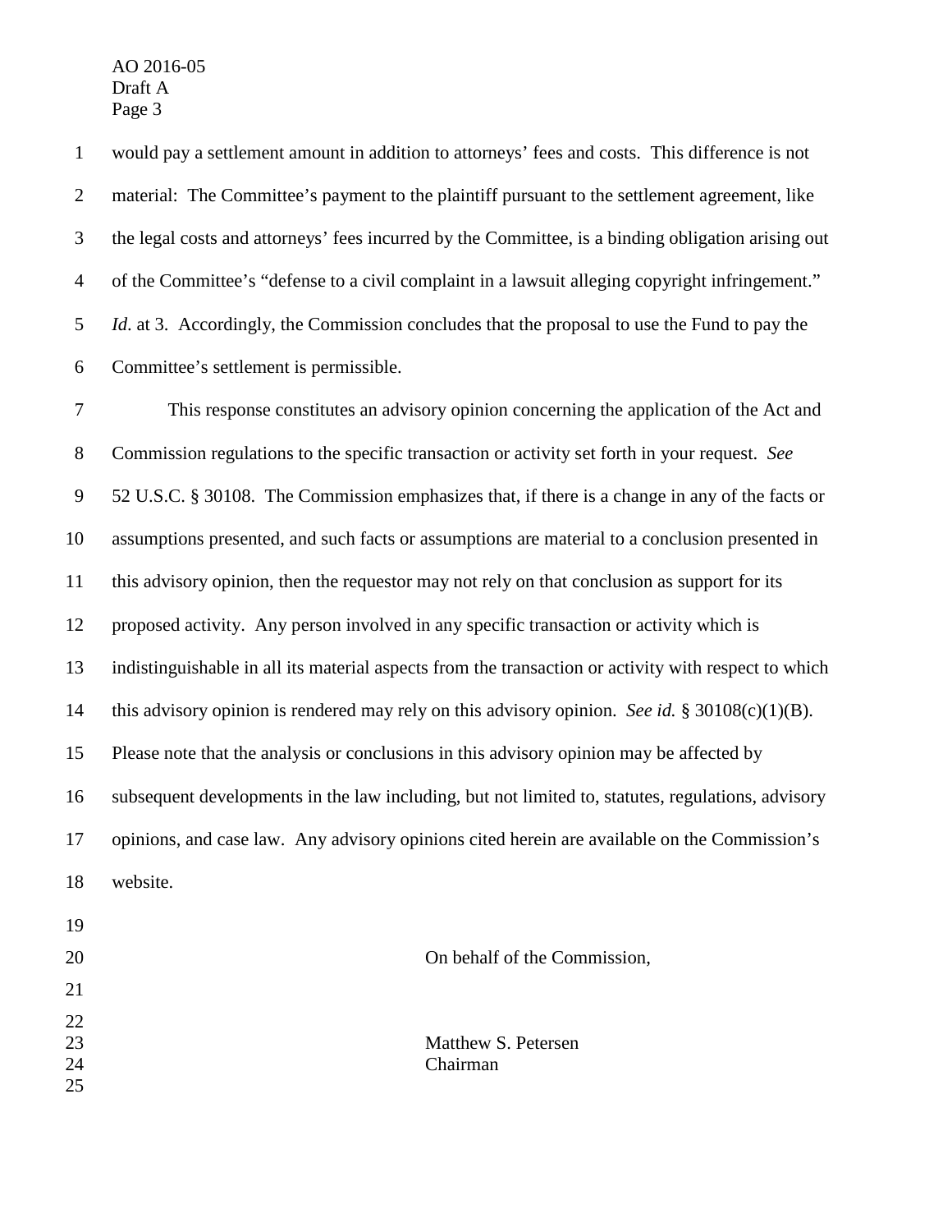would pay a settlement amount in addition to attorneys' fees and costs. This difference is not material: The Committee's payment to the plaintiff pursuant to the settlement agreement, like the legal costs and attorneys' fees incurred by the Committee, is a binding obligation arising out of the Committee's "defense to a civil complaint in a lawsuit alleging copyright infringement." *Id.* at 3. Accordingly, the Commission concludes that the proposal to use the Fund to pay the Committee's settlement is permissible.

This response constitutes an advisory opinion concerning the application of the Act and Commission regulations to the specific transaction or activity set forth in your request. *See* 52 U.S.C. § 30108. The Commission emphasizes that, if there is a change in any of the facts or assumptions presented, and such facts or assumptions are material to a conclusion presented in this advisory opinion, then the requestor may not rely on that conclusion as support for its proposed activity. Any person involved in any specific transaction or activity which is indistinguishable in all its material aspects from the transaction or activity with respect to which this advisory opinion is rendered may rely on this advisory opinion. *See id.* § 30108(c)(1)(B). Please note that the analysis or conclusions in this advisory opinion may be affected by subsequent developments in the law including, but not limited to, statutes, regulations, advisory opinions, and case law. Any advisory opinions cited herein are available on the Commission's website.

On behalf of the Commission,

Matthew S. Petersen
Chairman